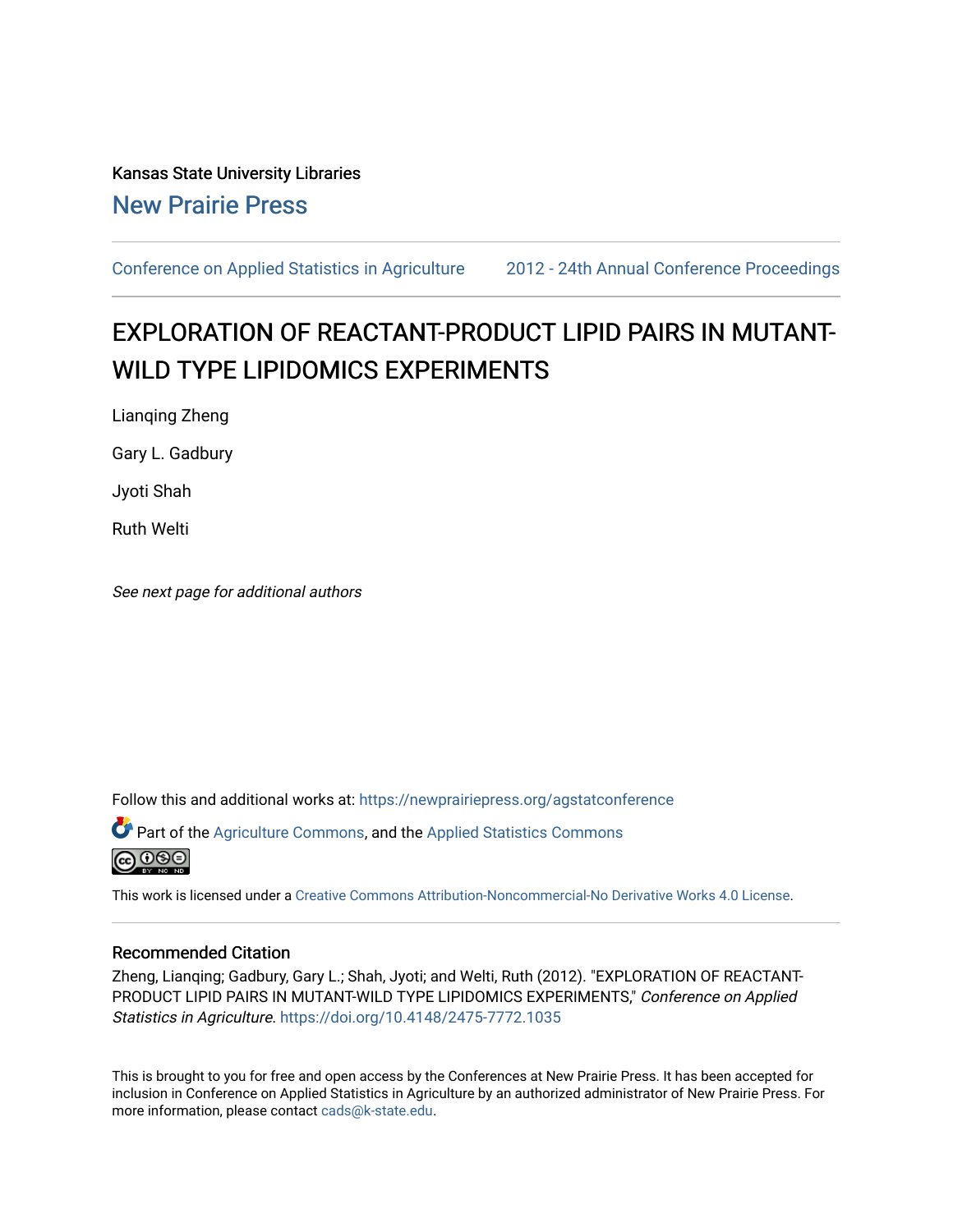Kansas State University Libraries

New Prairie Press

Conference on Applied Statistics in Agriculture

2012 - 24th Annual Conference Proceedings

# EXPLORATION OF REACTANT-PRODUCT LIPID PAIRS IN MUTANT-WILD TYPE LIPIDOMICS EXPERIMENTS

Lianqing Zheng

Gary L. Gadbury

Jyoti Shah

Ruth Welti

*See next page for additional authors*

Follow this and additional works at: https://newprairiepress.org/agstatconference

Part of the Agriculture Commons, and the Applied Statistics Commons

This work is licensed under a Creative Commons Attribution-Noncommercial-No Derivative Works 4.0 License.

## Recommended Citation

Zheng, Lianqing; Gadbury, Gary L.; Shah, Jyoti; and Welti, Ruth (2012). "EXPLORATION OF REACTANT-PRODUCT LIPID PAIRS IN MUTANT-WILD TYPE LIPIDOMICS EXPERIMENTS," *Conference on Applied Statistics in Agriculture*. https://doi.org/10.4148/2475-7772.1035

This is brought to you for free and open access by the Conferences at New Prairie Press. It has been accepted for inclusion in Conference on Applied Statistics in Agriculture by an authorized administrator of New Prairie Press. For more information, please contact cads@k-state.edu.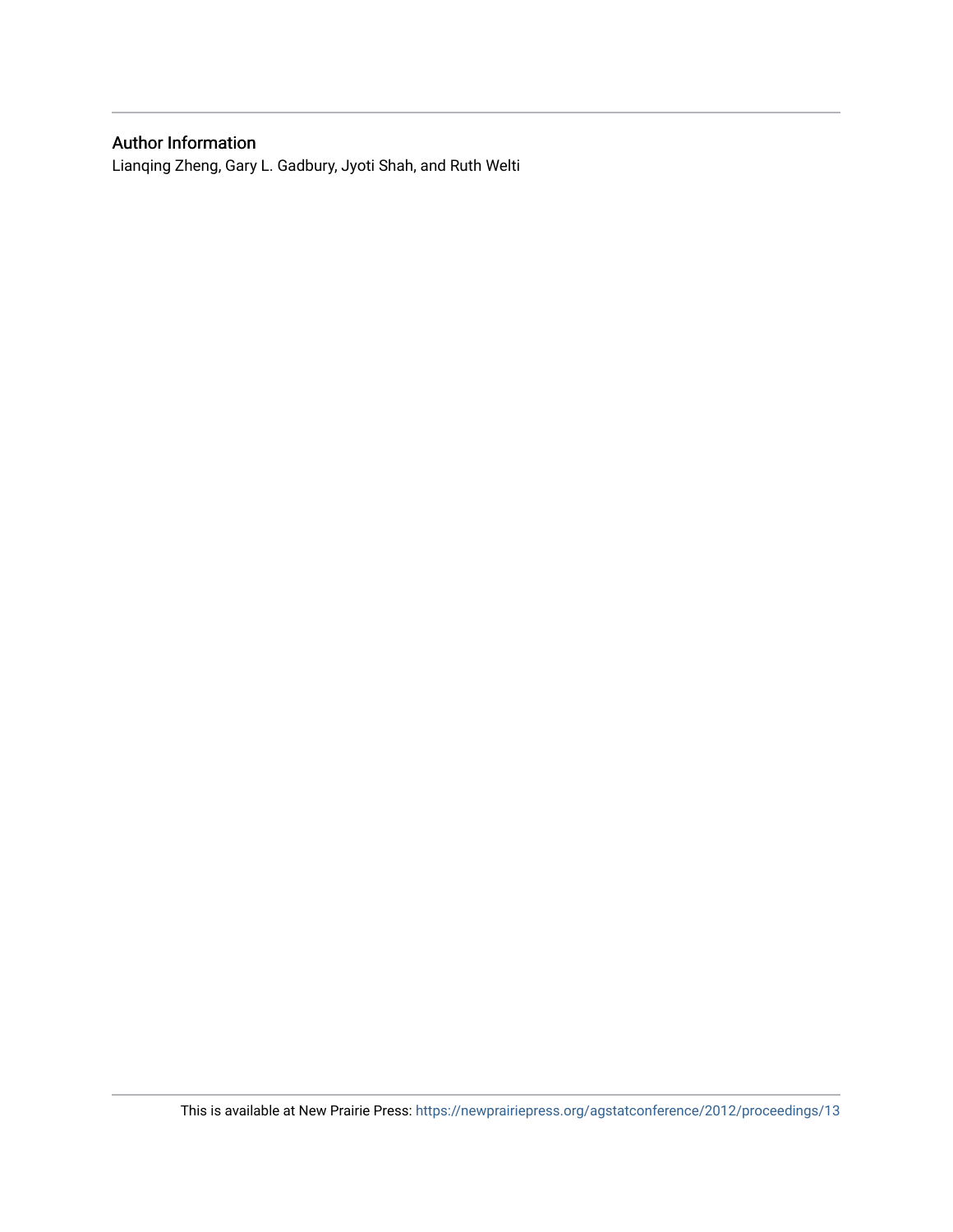## Author Information

Lianqing Zheng, Gary L. Gadbury, Jyoti Shah, and Ruth Welti

This is available at New Prairie Press: https://newprairiepress.org/agstatconference/2012/proceedings/13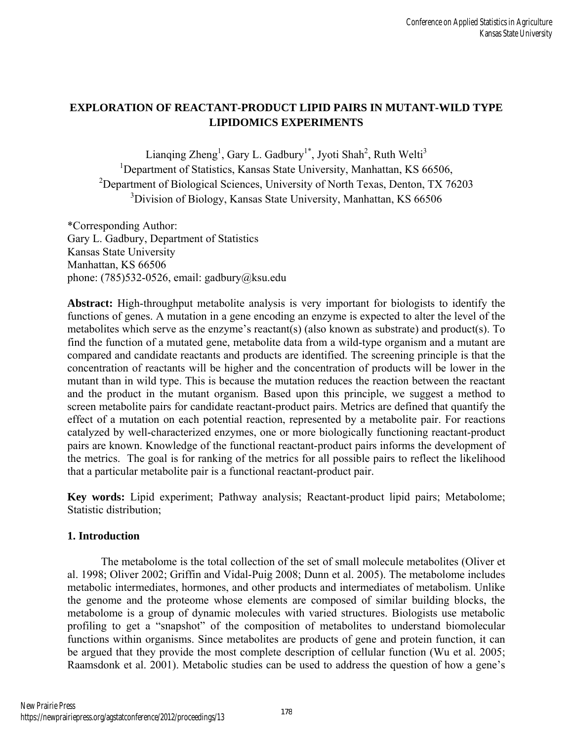# EXPLORATION OF REACTANT-PRODUCT LIPID PAIRS IN MUTANT-WILD TYPE LIPIDOMICS EXPERIMENTS

Lianqing Zheng[1], Gary L. Gadbury[1*], Jyoti Shah[2], Ruth Welti[3]

[1]Department of Statistics, Kansas State University, Manhattan, KS 66506,

[2]Department of Biological Sciences, University of North Texas, Denton, TX 76203

[3]Division of Biology, Kansas State University, Manhattan, KS 66506

*Corresponding Author:
Gary L. Gadbury, Department of Statistics
Kansas State University
Manhattan, KS 66506
phone: (785)532-0526, email: gadbury@ksu.edu

**Abstract:** High-throughput metabolite analysis is very important for biologists to identify the functions of genes. A mutation in a gene encoding an enzyme is expected to alter the level of the metabolites which serve as the enzyme's reactant(s) (also known as substrate) and product(s). To find the function of a mutated gene, metabolite data from a wild-type organism and a mutant are compared and candidate reactants and products are identified. The screening principle is that the concentration of reactants will be higher and the concentration of products will be lower in the mutant than in wild type. This is because the mutation reduces the reaction between the reactant and the product in the mutant organism. Based upon this principle, we suggest a method to screen metabolite pairs for candidate reactant-product pairs. Metrics are defined that quantify the effect of a mutation on each potential reaction, represented by a metabolite pair. For reactions catalyzed by well-characterized enzymes, one or more biologically functioning reactant-product pairs are known. Knowledge of the functional reactant-product pairs informs the development of the metrics. The goal is for ranking of the metrics for all possible pairs to reflect the likelihood that a particular metabolite pair is a functional reactant-product pair.

**Key words:** Lipid experiment; Pathway analysis; Reactant-product lipid pairs; Metabolome; Statistic distribution;

## 1. Introduction

The metabolome is the total collection of the set of small molecule metabolites (Oliver et al. 1998; Oliver 2002; Griffin and Vidal-Puig 2008; Dunn et al. 2005). The metabolome includes metabolic intermediates, hormones, and other products and intermediates of metabolism. Unlike the genome and the proteome whose elements are composed of similar building blocks, the metabolome is a group of dynamic molecules with varied structures. Biologists use metabolic profiling to get a "snapshot" of the composition of metabolites to understand biomolecular functions within organisms. Since metabolites are products of gene and protein function, it can be argued that they provide the most complete description of cellular function (Wu et al. 2005; Raamsdonk et al. 2001). Metabolic studies can be used to address the question of how a gene's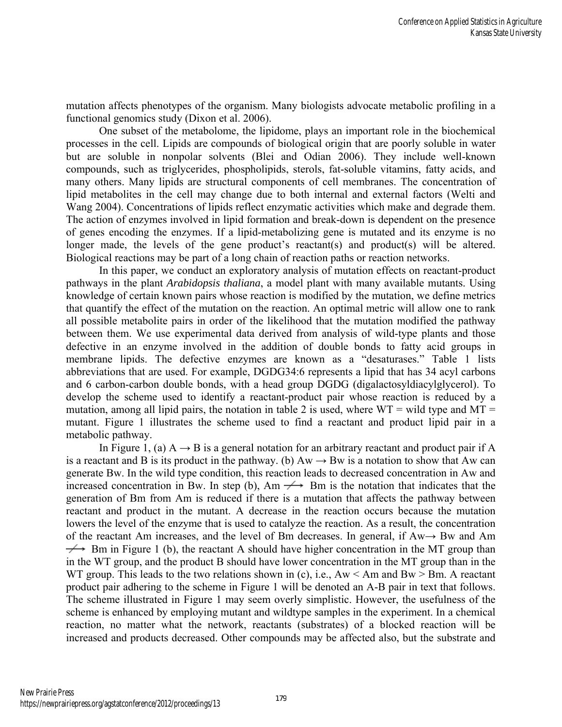mutation affects phenotypes of the organism. Many biologists advocate metabolic profiling in a functional genomics study (Dixon et al. 2006).

One subset of the metabolome, the lipidome, plays an important role in the biochemical processes in the cell. Lipids are compounds of biological origin that are poorly soluble in water but are soluble in nonpolar solvents (Blei and Odian 2006). They include well-known compounds, such as triglycerides, phospholipids, sterols, fat-soluble vitamins, fatty acids, and many others. Many lipids are structural components of cell membranes. The concentration of lipid metabolites in the cell may change due to both internal and external factors (Welti and Wang 2004). Concentrations of lipids reflect enzymatic activities which make and degrade them. The action of enzymes involved in lipid formation and break-down is dependent on the presence of genes encoding the enzymes. If a lipid-metabolizing gene is mutated and its enzyme is no longer made, the levels of the gene product's reactant(s) and product(s) will be altered. Biological reactions may be part of a long chain of reaction paths or reaction networks.

In this paper, we conduct an exploratory analysis of mutation effects on reactant-product pathways in the plant *Arabidopsis thaliana*, a model plant with many available mutants. Using knowledge of certain known pairs whose reaction is modified by the mutation, we define metrics that quantify the effect of the mutation on the reaction. An optimal metric will allow one to rank all possible metabolite pairs in order of the likelihood that the mutation modified the pathway between them. We use experimental data derived from analysis of wild-type plants and those defective in an enzyme involved in the addition of double bonds to fatty acid groups in membrane lipids. The defective enzymes are known as a "desaturases." Table 1 lists abbreviations that are used. For example, DGDG34:6 represents a lipid that has 34 acyl carbons and 6 carbon-carbon double bonds, with a head group DGDG (digalactosyldiacylglycerol). To develop the scheme used to identify a reactant-product pair whose reaction is reduced by a mutation, among all lipid pairs, the notation in table 2 is used, where WT = wild type and MT = mutant. Figure 1 illustrates the scheme used to find a reactant and product lipid pair in a metabolic pathway.

In Figure 1, (a) $A \rightarrow B$ is a general notation for an arbitrary reactant and product pair if A is a reactant and B is its product in the pathway. (b) $Aw \rightarrow Bw$ is a notation to show that Aw can generate Bw. In the wild type condition, this reaction leads to decreased concentration in Aw and increased concentration in Bw. In step (b), $Am \not\rightarrow Bm$ is the notation that indicates that the generation of Bm from Am is reduced if there is a mutation that affects the pathway between reactant and product in the mutant. A decrease in the reaction occurs because the mutation lowers the level of the enzyme that is used to catalyze the reaction. As a result, the concentration of the reactant Am increases, and the level of Bm decreases. In general, if $Aw \rightarrow Bw$ and $Am \not\rightarrow Bm$ in Figure 1 (b), the reactant A should have higher concentration in the MT group than in the WT group, and the product B should have lower concentration in the MT group than in the WT group. This leads to the two relations shown in (c), i.e., $Aw < Am$ and $Bw > Bm$. A reactant product pair adhering to the scheme in Figure 1 will be denoted an A-B pair in text that follows. The scheme illustrated in Figure 1 may seem overly simplistic. However, the usefulness of the scheme is enhanced by employing mutant and wildtype samples in the experiment. In a chemical reaction, no matter what the network, reactants (substrates) of a blocked reaction will be increased and products decreased. Other compounds may be affected also, but the substrate and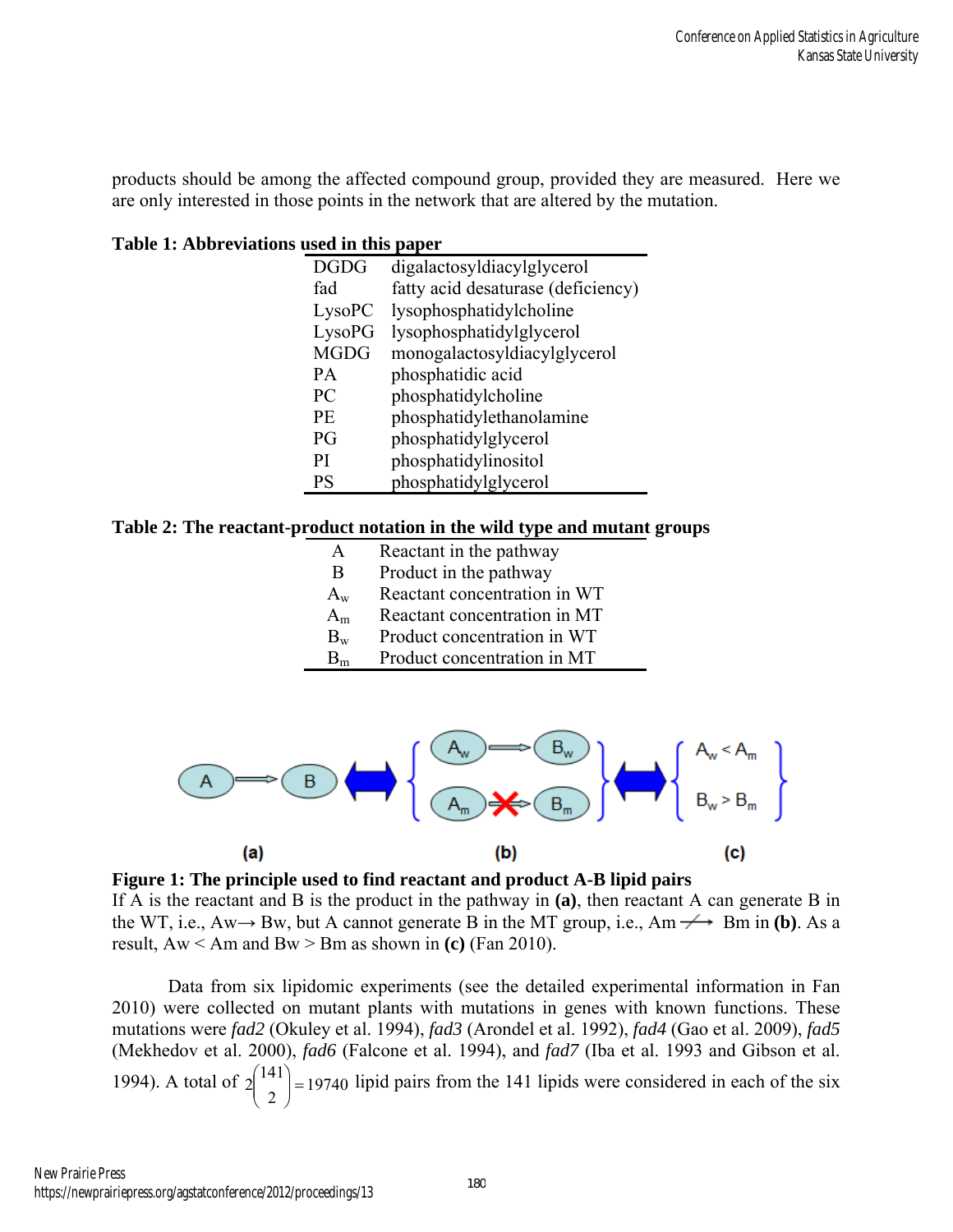products should be among the affected compound group, provided they are measured. Here we are only interested in those points in the network that are altered by the mutation.

**Table 1: Abbreviations used in this paper**

| | |
|---|---|
| DGDG | digalactosyldiacylglycerol |
| fad | fatty acid desaturase (deficiency) |
| LysoPC | lysophosphatidylcholine |
| LysoPG | lysophosphatidylglycerol |
| MGDG | monogalactosyldiacylglycerol |
| PA | phosphatidic acid |
| PC | phosphatidylcholine |
| PE | phosphatidylethanolamine |
| PG | phosphatidylglycerol |
| PI | phosphatidylinositol |
| PS | phosphatidylglycerol |

**Table 2: The reactant-product notation in the wild type and mutant groups**

| | |
|---|---|
| A | Reactant in the pathway |
| B | Product in the pathway |
| $A_w$ | Reactant concentration in WT |
| $A_m$ | Reactant concentration in MT |
| $B_w$ | Product concentration in WT |
| $B_m$ | Product concentration in MT |

(a) A → B ⟺ (b) { $A_w$ → $B_w$ ; $A_m$ ✗ $B_m$ } ⟺ (c) { $A_w < A_m$ ; $B_w > B_m$ }

**Figure 1: The principle used to find reactant and product A-B lipid pairs**

If A is the reactant and B is the product in the pathway in **(a)**, then reactant A can generate B in the WT, i.e., Aw→ Bw, but A cannot generate B in the MT group, i.e., Am $\not\rightarrow$ Bm in **(b)**. As a result, Aw < Am and Bw > Bm as shown in **(c)** (Fan 2010).

Data from six lipidomic experiments (see the detailed experimental information in Fan 2010) were collected on mutant plants with mutations in genes with known functions. These mutations were *fad2* (Okuley et al. 1994), *fad3* (Arondel et al. 1992), *fad4* (Gao et al. 2009), *fad5* (Mekhedov et al. 2000), *fad6* (Falcone et al. 1994), and *fad7* (Iba et al. 1993 and Gibson et al. 1994). A total of $2\binom{141}{2} = 19740$ lipid pairs from the 141 lipids were considered in each of the six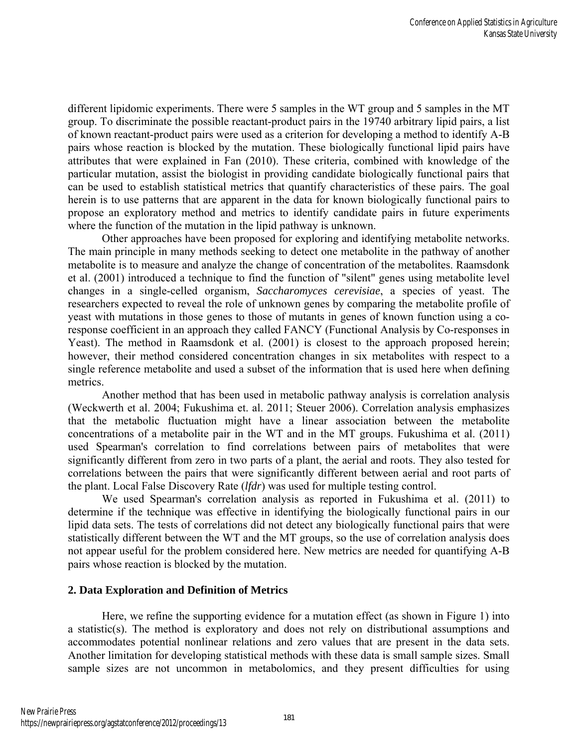different lipidomic experiments. There were 5 samples in the WT group and 5 samples in the MT group. To discriminate the possible reactant-product pairs in the 19740 arbitrary lipid pairs, a list of known reactant-product pairs were used as a criterion for developing a method to identify A-B pairs whose reaction is blocked by the mutation. These biologically functional lipid pairs have attributes that were explained in Fan (2010). These criteria, combined with knowledge of the particular mutation, assist the biologist in providing candidate biologically functional pairs that can be used to establish statistical metrics that quantify characteristics of these pairs. The goal herein is to use patterns that are apparent in the data for known biologically functional pairs to propose an exploratory method and metrics to identify candidate pairs in future experiments where the function of the mutation in the lipid pathway is unknown.

Other approaches have been proposed for exploring and identifying metabolite networks. The main principle in many methods seeking to detect one metabolite in the pathway of another metabolite is to measure and analyze the change of concentration of the metabolites. Raamsdonk et al. (2001) introduced a technique to find the function of "silent" genes using metabolite level changes in a single-celled organism, *Saccharomyces cerevisiae*, a species of yeast. The researchers expected to reveal the role of unknown genes by comparing the metabolite profile of yeast with mutations in those genes to those of mutants in genes of known function using a co-response coefficient in an approach they called FANCY (Functional Analysis by Co-responses in Yeast). The method in Raamsdonk et al. (2001) is closest to the approach proposed herein; however, their method considered concentration changes in six metabolites with respect to a single reference metabolite and used a subset of the information that is used here when defining metrics.

Another method that has been used in metabolic pathway analysis is correlation analysis (Weckwerth et al. 2004; Fukushima et. al. 2011; Steuer 2006). Correlation analysis emphasizes that the metabolic fluctuation might have a linear association between the metabolite concentrations of a metabolite pair in the WT and in the MT groups. Fukushima et al. (2011) used Spearman's correlation to find correlations between pairs of metabolites that were significantly different from zero in two parts of a plant, the aerial and roots. They also tested for correlations between the pairs that were significantly different between aerial and root parts of the plant. Local False Discovery Rate (*lfdr*) was used for multiple testing control.

We used Spearman's correlation analysis as reported in Fukushima et al. (2011) to determine if the technique was effective in identifying the biologically functional pairs in our lipid data sets. The tests of correlations did not detect any biologically functional pairs that were statistically different between the WT and the MT groups, so the use of correlation analysis does not appear useful for the problem considered here. New metrics are needed for quantifying A-B pairs whose reaction is blocked by the mutation.

## 2. Data Exploration and Definition of Metrics

Here, we refine the supporting evidence for a mutation effect (as shown in Figure 1) into a statistic(s). The method is exploratory and does not rely on distributional assumptions and accommodates potential nonlinear relations and zero values that are present in the data sets. Another limitation for developing statistical methods with these data is small sample sizes. Small sample sizes are not uncommon in metabolomics, and they present difficulties for using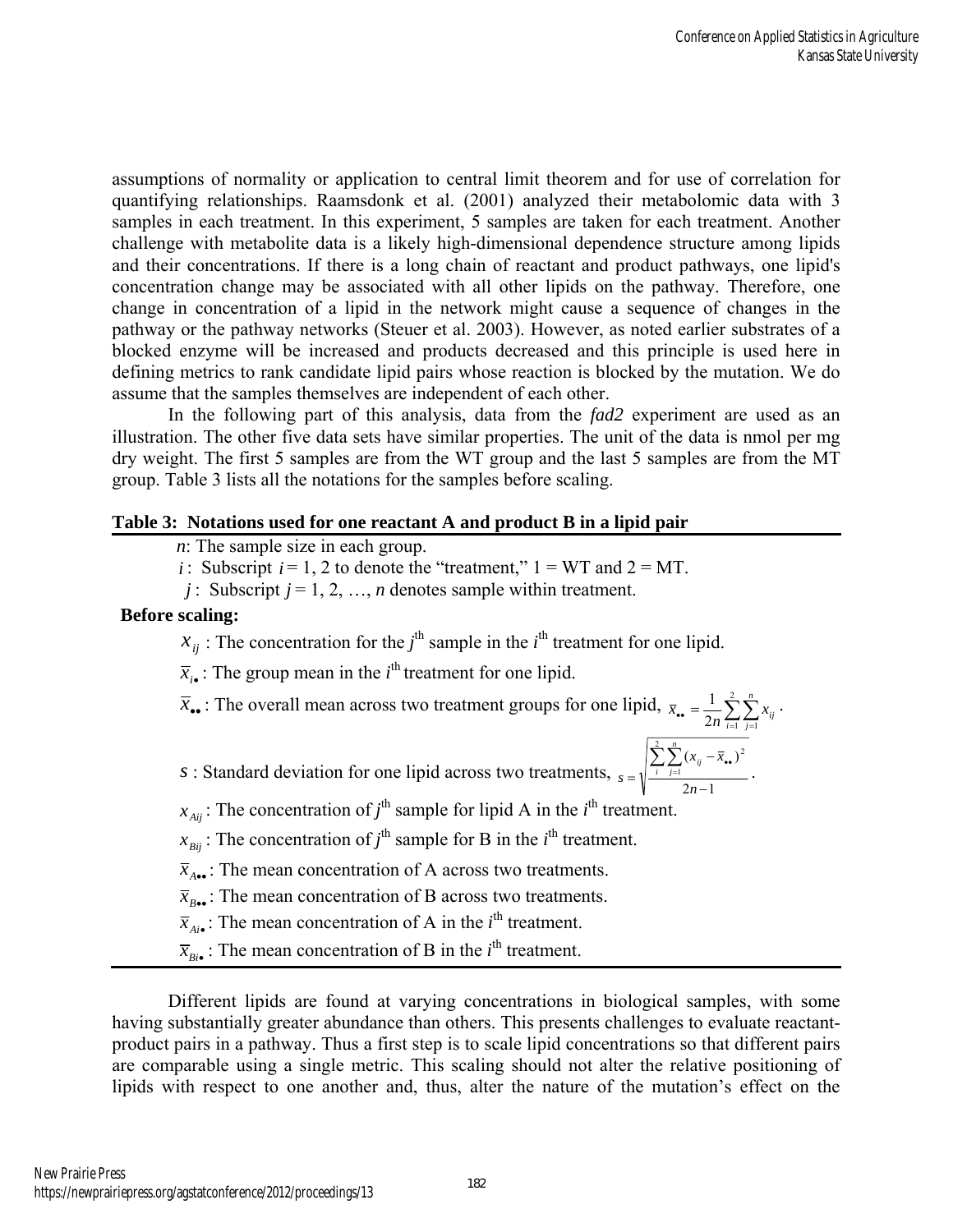assumptions of normality or application to central limit theorem and for use of correlation for quantifying relationships. Raamsdonk et al. (2001) analyzed their metabolomic data with 3 samples in each treatment. In this experiment, 5 samples are taken for each treatment. Another challenge with metabolite data is a likely high-dimensional dependence structure among lipids and their concentrations. If there is a long chain of reactant and product pathways, one lipid's concentration change may be associated with all other lipids on the pathway. Therefore, one change in concentration of a lipid in the network might cause a sequence of changes in the pathway or the pathway networks (Steuer et al. 2003). However, as noted earlier substrates of a blocked enzyme will be increased and products decreased and this principle is used here in defining metrics to rank candidate lipid pairs whose reaction is blocked by the mutation. We do assume that the samples themselves are independent of each other.

In the following part of this analysis, data from the *fad2* experiment are used as an illustration. The other five data sets have similar properties. The unit of the data is nmol per mg dry weight. The first 5 samples are from the WT group and the last 5 samples are from the MT group. Table 3 lists all the notations for the samples before scaling.

**Table 3: Notations used for one reactant A and product B in a lipid pair**

$n$: The sample size in each group.

$i$: Subscript $i = 1, 2$ to denote the "treatment," 1 = WT and 2 = MT.

$j$: Subscript $j = 1, 2, \ldots, n$ denotes sample within treatment.

**Before scaling:**

$x_{ij}$ : The concentration for the $j^{\text{th}}$ sample in the $i^{\text{th}}$ treatment for one lipid.

$\bar{x}_{i\bullet}$ : The group mean in the $i^{\text{th}}$ treatment for one lipid.

$\bar{x}_{\bullet\bullet}$ : The overall mean across two treatment groups for one lipid, $\bar{x}_{\bullet\bullet} = \frac{1}{2n}\sum_{i=1}^{2}\sum_{j=1}^{n} x_{ij}$ .

$s$ : Standard deviation for one lipid across two treatments, $s = \sqrt{\frac{\sum_{i}^{2}\sum_{j=1}^{n}(x_{ij} - \bar{x}_{\bullet\bullet})^2}{2n-1}}$ .

$x_{Aij}$ : The concentration of $j^{\text{th}}$ sample for lipid A in the $i^{\text{th}}$ treatment.

$x_{Bij}$ : The concentration of $j^{\text{th}}$ sample for B in the $i^{\text{th}}$ treatment.

$\bar{x}_{A\bullet\bullet}$ : The mean concentration of A across two treatments.

$\bar{x}_{B\bullet\bullet}$ : The mean concentration of B across two treatments.

$\bar{x}_{Ai\bullet}$ : The mean concentration of A in the $i^{\text{th}}$ treatment.

$\bar{x}_{Bi\bullet}$ : The mean concentration of B in the $i^{\text{th}}$ treatment.

Different lipids are found at varying concentrations in biological samples, with some having substantially greater abundance than others. This presents challenges to evaluate reactant-product pairs in a pathway. Thus a first step is to scale lipid concentrations so that different pairs are comparable using a single metric. This scaling should not alter the relative positioning of lipids with respect to one another and, thus, alter the nature of the mutation's effect on the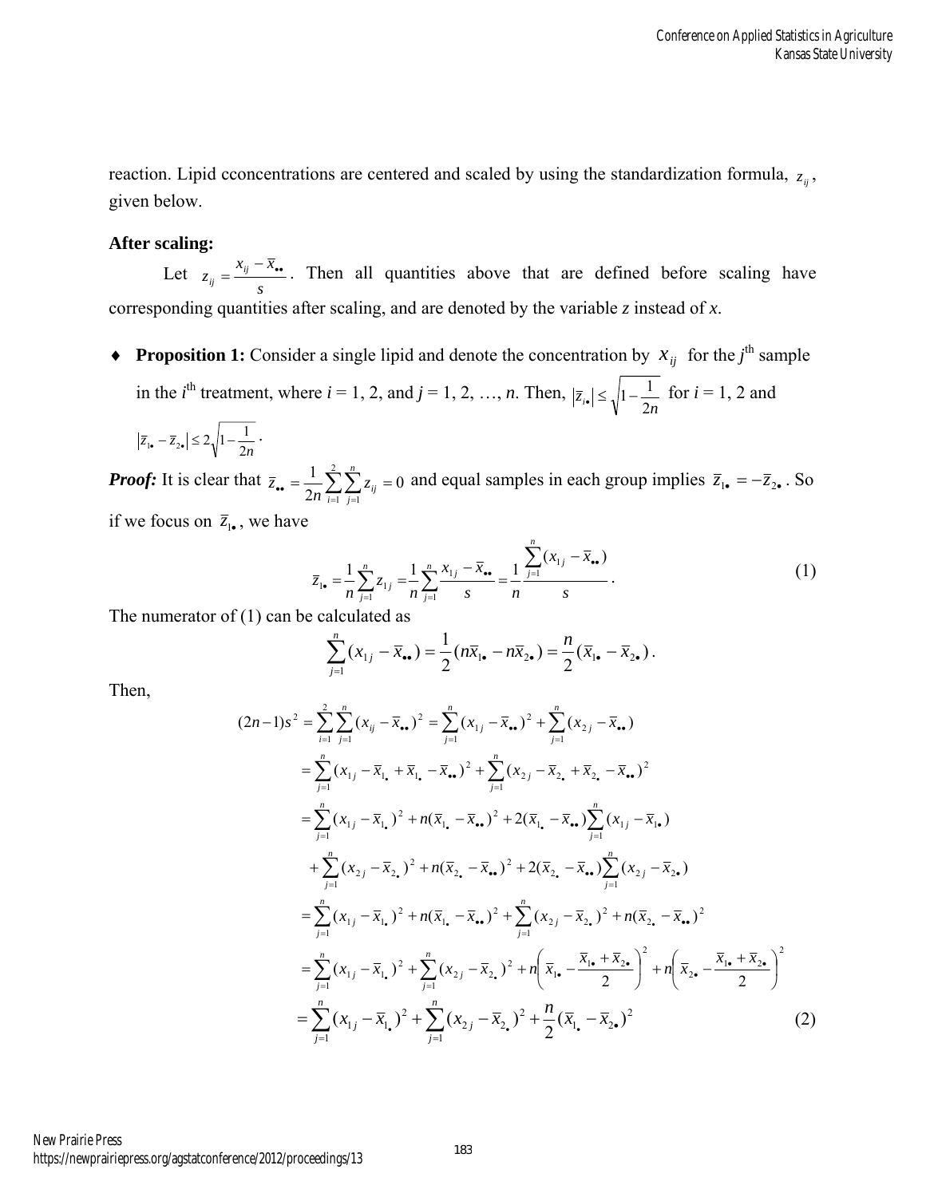reaction. Lipid cconcentrations are centered and scaled by using the standardization formula, $z_{ij}$, given below.

### After scaling:

Let $z_{ij} = \frac{x_{ij} - \bar{x}_{\bullet\bullet}}{s}$. Then all quantities above that are defined before scaling have corresponding quantities after scaling, and are denoted by the variable *z* instead of *x*.

- **Proposition 1:** Consider a single lipid and denote the concentration by $x_{ij}$ for the $j^{\text{th}}$ sample in the $i^{\text{th}}$ treatment, where *i* = 1, 2, and *j* = 1, 2, …, *n*. Then, $|\bar{z}_{i\bullet}| \le \sqrt{1 - \frac{1}{2n}}$ for *i* = 1, 2 and $|\bar{z}_{1\bullet} - \bar{z}_{2\bullet}| \le 2\sqrt{1 - \frac{1}{2n}}$.

***Proof:*** It is clear that $\bar{z}_{\bullet\bullet} = \frac{1}{2n}\sum_{i=1}^{2}\sum_{j=1}^{n} z_{ij} = 0$ and equal samples in each group implies $\bar{z}_{1\bullet} = -\bar{z}_{2\bullet}$. So if we focus on $\bar{z}_{1\bullet}$, we have

$$\bar{z}_{1\bullet} = \frac{1}{n}\sum_{j=1}^{n} z_{1j} = \frac{1}{n}\sum_{j=1}^{n} \frac{x_{1j} - \bar{x}_{\bullet\bullet}}{s} = \frac{1}{n}\frac{\sum_{j=1}^{n}(x_{1j} - \bar{x}_{\bullet\bullet})}{s}. \tag{1}$$

The numerator of (1) can be calculated as

$$\sum_{j=1}^{n}(x_{1j} - \bar{x}_{\bullet\bullet}) = \frac{1}{2}(n\bar{x}_{1\bullet} - n\bar{x}_{2\bullet}) = \frac{n}{2}(\bar{x}_{1\bullet} - \bar{x}_{2\bullet}).$$

Then,

$$\begin{aligned}
(2n-1)s^2 &= \sum_{i=1}^{2}\sum_{j=1}^{n}(x_{ij} - \bar{x}_{\bullet\bullet})^2 = \sum_{j=1}^{n}(x_{1j} - \bar{x}_{\bullet\bullet})^2 + \sum_{j=1}^{n}(x_{2j} - \bar{x}_{\bullet\bullet}) \\
&= \sum_{j=1}^{n}(x_{1j} - \bar{x}_{1\bullet} + \bar{x}_{1\bullet} - \bar{x}_{\bullet\bullet})^2 + \sum_{j=1}^{n}(x_{2j} - \bar{x}_{2\bullet} + \bar{x}_{2\bullet} - \bar{x}_{\bullet\bullet})^2 \\
&= \sum_{j=1}^{n}(x_{1j} - \bar{x}_{1\bullet})^2 + n(\bar{x}_{1\bullet} - \bar{x}_{\bullet\bullet})^2 + 2(\bar{x}_{1\bullet} - \bar{x}_{\bullet\bullet})\sum_{j=1}^{n}(x_{1j} - \bar{x}_{1\bullet}) \\
&\quad + \sum_{j=1}^{n}(x_{2j} - \bar{x}_{2\bullet})^2 + n(\bar{x}_{2\bullet} - \bar{x}_{\bullet\bullet})^2 + 2(\bar{x}_{2\bullet} - \bar{x}_{\bullet\bullet})\sum_{j=1}^{n}(x_{2j} - \bar{x}_{2\bullet}) \\
&= \sum_{j=1}^{n}(x_{1j} - \bar{x}_{1\bullet})^2 + n(\bar{x}_{1\bullet} - \bar{x}_{\bullet\bullet})^2 + \sum_{j=1}^{n}(x_{2j} - \bar{x}_{2\bullet})^2 + n(\bar{x}_{2\bullet} - \bar{x}_{\bullet\bullet})^2 \\
&= \sum_{j=1}^{n}(x_{1j} - \bar{x}_{1\bullet})^2 + \sum_{j=1}^{n}(x_{2j} - \bar{x}_{2\bullet})^2 + n\left(\bar{x}_{1\bullet} - \frac{\bar{x}_{1\bullet} + \bar{x}_{2\bullet}}{2}\right)^2 + n\left(\bar{x}_{2\bullet} - \frac{\bar{x}_{1\bullet} + \bar{x}_{2\bullet}}{2}\right)^2 \\
&= \sum_{j=1}^{n}(x_{1j} - \bar{x}_{1\bullet})^2 + \sum_{j=1}^{n}(x_{2j} - \bar{x}_{2\bullet})^2 + \frac{n}{2}(\bar{x}_{1\bullet} - \bar{x}_{2\bullet})^2
\end{aligned} \tag{2}$$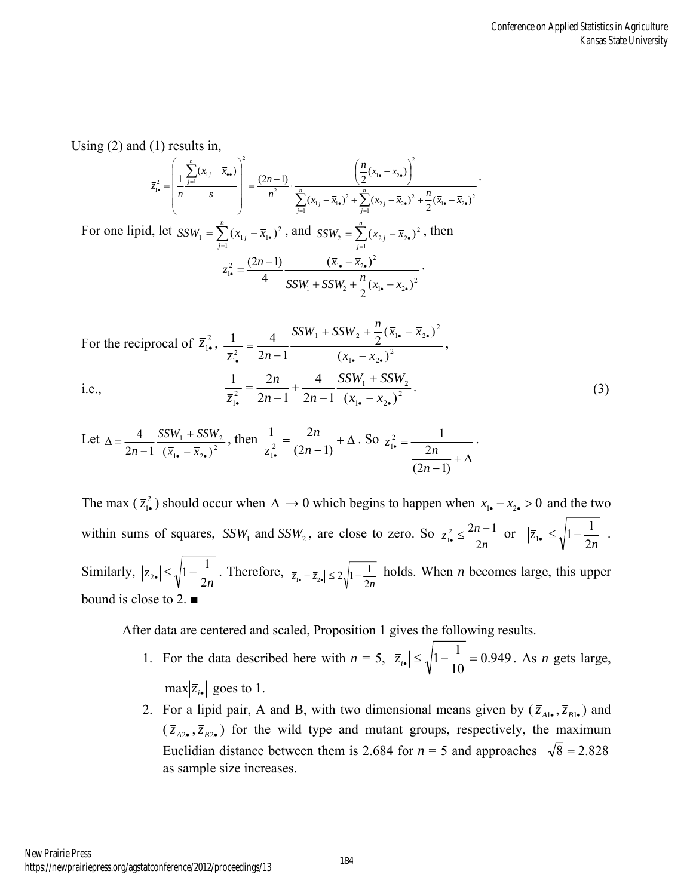Using (2) and (1) results in,

$$\bar{z}_{1\bullet}^2 = \left( \frac{1}{n} \frac{\sum_{j=1}^{n} (x_{1j} - \bar{x}_{\bullet\bullet})}{s} \right)^2 = \frac{(2n-1)}{n^2} \cdot \frac{\left( \frac{n}{2} (\bar{x}_{1\bullet} - \bar{x}_{2\bullet}) \right)^2}{\sum_{j=1}^{n} (x_{1j} - \bar{x}_{1\bullet})^2 + \sum_{j=1}^{n} (x_{2j} - \bar{x}_{2\bullet})^2 + \frac{n}{2} (\bar{x}_{1\bullet} - \bar{x}_{2\bullet})^2} .$$

For one lipid, let $SSW_1 = \sum_{j=1}^{n} (x_{1j} - \bar{x}_{1\bullet})^2$, and $SSW_2 = \sum_{j=1}^{n} (x_{2j} - \bar{x}_{2\bullet})^2$, then

$$\bar{z}_{1\bullet}^2 = \frac{(2n-1)}{4} \frac{(\bar{x}_{1\bullet} - \bar{x}_{2\bullet})^2}{SSW_1 + SSW_2 + \frac{n}{2} (\bar{x}_{1\bullet} - \bar{x}_{2\bullet})^2} .$$

For the reciprocal of $\bar{z}_{1\bullet}^2$, $\frac{1}{\left| \bar{z}_{1\bullet}^2 \right|} = \frac{4}{2n-1} \frac{SSW_1 + SSW_2 + \frac{n}{2} (\bar{x}_{1\bullet} - \bar{x}_{2\bullet})^2}{(\bar{x}_{1\bullet} - \bar{x}_{2\bullet})^2}$,

i.e.,
$$\frac{1}{\bar{z}_{1\bullet}^2} = \frac{2n}{2n-1} + \frac{4}{2n-1} \frac{SSW_1 + SSW_2}{(\bar{x}_{1\bullet} - \bar{x}_{2\bullet})^2} . \tag{3}$$

Let $\Delta = \frac{4}{2n-1} \frac{SSW_1 + SSW_2}{(\bar{x}_{1\bullet} - \bar{x}_{2\bullet})^2}$, then $\frac{1}{\bar{z}_{1\bullet}^2} = \frac{2n}{(2n-1)} + \Delta$. So $\bar{z}_{1\bullet}^2 = \frac{1}{\frac{2n}{(2n-1)} + \Delta}$.

The max ( $\bar{z}_{1\bullet}^2$ ) should occur when $\Delta \to 0$ which begins to happen when $\bar{x}_{1\bullet} - \bar{x}_{2\bullet} > 0$ and the two within sums of squares, $SSW_1$ and $SSW_2$, are close to zero. So $\bar{z}_{1\bullet}^2 \le \frac{2n-1}{2n}$ or $\left| \bar{z}_{1\bullet} \right| \le \sqrt{1 - \frac{1}{2n}}$ . Similarly, $\left| \bar{z}_{2\bullet} \right| \le \sqrt{1 - \frac{1}{2n}}$ . Therefore, $\left| \bar{z}_{1\bullet} - \bar{z}_{2\bullet} \right| \le 2\sqrt{1 - \frac{1}{2n}}$ holds. When *n* becomes large, this upper bound is close to 2. ■

After data are centered and scaled, Proposition 1 gives the following results.

1. For the data described here with *n* = 5, $\left| \bar{z}_{i\bullet} \right| \le \sqrt{1 - \frac{1}{10}} = 0.949$. As *n* gets large, $\max \left| \bar{z}_{i\bullet} \right|$ goes to 1.
2. For a lipid pair, A and B, with two dimensional means given by ( $\bar{z}_{A1\bullet}, \bar{z}_{B1\bullet}$ ) and ( $\bar{z}_{A2\bullet}, \bar{z}_{B2\bullet}$ ) for the wild type and mutant groups, respectively, the maximum Euclidian distance between them is 2.684 for *n* = 5 and approaches $\sqrt{8} = 2.828$ as sample size increases.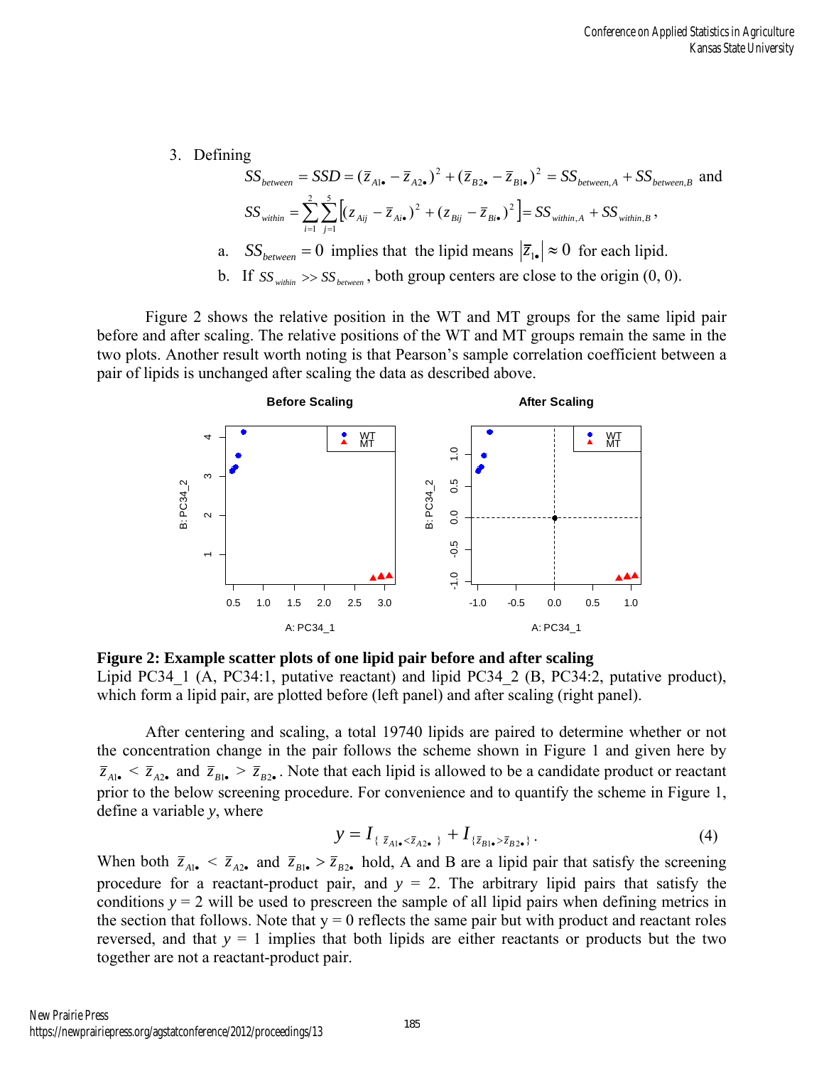3. Defining

$$SS_{between} = SSD = (\bar{z}_{A1\bullet} - \bar{z}_{A2\bullet})^2 + (\bar{z}_{B2\bullet} - \bar{z}_{B1\bullet})^2 = SS_{between,A} + SS_{between,B} \text{ and}$$

$$SS_{within} = \sum_{i=1}^{2}\sum_{j=1}^{5}\left[(z_{Aij} - \bar{z}_{Ai\bullet})^2 + (z_{Bij} - \bar{z}_{Bi\bullet})^2\right] = SS_{within,A} + SS_{within,B},$$

   a. $SS_{between} = 0$ implies that the lipid means $|\bar{z}_{1\bullet}| \approx 0$ for each lipid.

   b. If $SS_{within} >> SS_{between}$, both group centers are close to the origin (0, 0).

Figure 2 shows the relative position in the WT and MT groups for the same lipid pair before and after scaling. The relative positions of the WT and MT groups remain the same in the two plots. Another result worth noting is that Pearson's sample correlation coefficient between a pair of lipids is unchanged after scaling the data as described above.

**Figure 2: Example scatter plots of one lipid pair before and after scaling**
Lipid PC34_1 (A, PC34:1, putative reactant) and lipid PC34_2 (B, PC34:2, putative product), which form a lipid pair, are plotted before (left panel) and after scaling (right panel).

After centering and scaling, a total 19740 lipids are paired to determine whether or not the concentration change in the pair follows the scheme shown in Figure 1 and given here by $\bar{z}_{A1\bullet} < \bar{z}_{A2\bullet}$ and $\bar{z}_{B1\bullet} > \bar{z}_{B2\bullet}$. Note that each lipid is allowed to be a candidate product or reactant prior to the below screening procedure. For convenience and to quantify the scheme in Figure 1, define a variable *y*, where

$$y = I_{\{\bar{z}_{A1\bullet} < \bar{z}_{A2\bullet}\}} + I_{\{\bar{z}_{B1\bullet} > \bar{z}_{B2\bullet}\}}. \tag{4}$$

When both $\bar{z}_{A1\bullet} < \bar{z}_{A2\bullet}$ and $\bar{z}_{B1\bullet} > \bar{z}_{B2\bullet}$ hold, A and B are a lipid pair that satisfy the screening procedure for a reactant-product pair, and $y = 2$. The arbitrary lipid pairs that satisfy the conditions $y = 2$ will be used to prescreen the sample of all lipid pairs when defining metrics in the section that follows. Note that $y = 0$ reflects the same pair but with product and reactant roles reversed, and that $y = 1$ implies that both lipids are either reactants or products but the two together are not a reactant-product pair.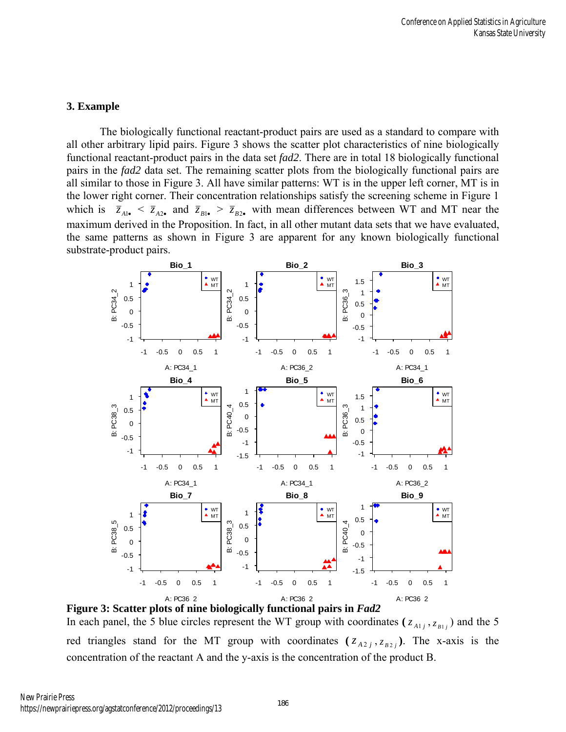## 3. Example

The biologically functional reactant-product pairs are used as a standard to compare with all other arbitrary lipid pairs. Figure 3 shows the scatter plot characteristics of nine biologically functional reactant-product pairs in the data set *fad2*. There are in total 18 biologically functional pairs in the *fad2* data set. The remaining scatter plots from the biologically functional pairs are all similar to those in Figure 3. All have similar patterns: WT is in the upper left corner, MT is in the lower right corner. Their concentration relationships satisfy the screening scheme in Figure 1 which is $\bar{z}_{A1\bullet} < \bar{z}_{A2\bullet}$ and $\bar{z}_{B1\bullet} > \bar{z}_{B2\bullet}$ with mean differences between WT and MT near the maximum derived in the Proposition. In fact, in all other mutant data sets that we have evaluated, the same patterns as shown in Figure 3 are apparent for any known biologically functional substrate-product pairs.

**Figure 3: Scatter plots of nine biologically functional pairs in *Fad2***

In each panel, the 5 blue circles represent the WT group with coordinates $(z_{A1j}, z_{B1j})$ and the 5 red triangles stand for the MT group with coordinates $(z_{A2j}, z_{B2j})$. The x-axis is the concentration of the reactant A and the y-axis is the concentration of the product B.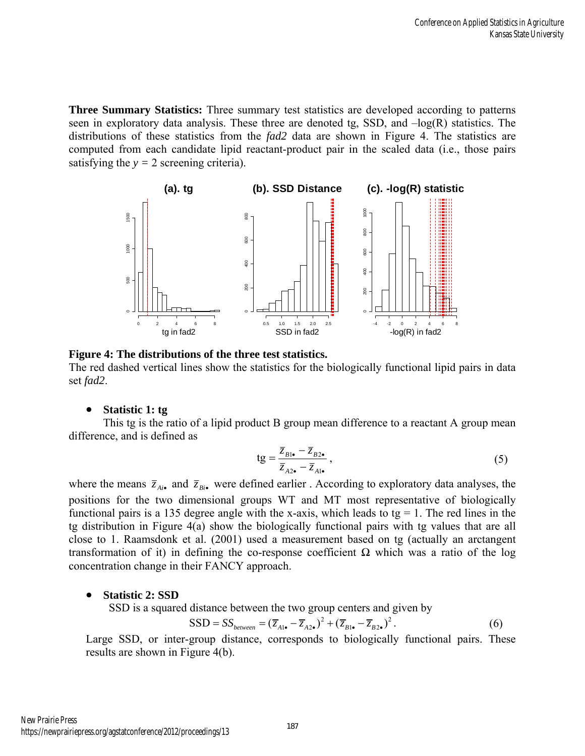**Three Summary Statistics:** Three summary test statistics are developed according to patterns seen in exploratory data analysis. These three are denoted tg, SSD, and –log(R) statistics. The distributions of these statistics from the *fad2* data are shown in Figure 4. The statistics are computed from each candidate lipid reactant-product pair in the scaled data (i.e., those pairs satisfying the $y = 2$ screening criteria).

**Figure 4: The distributions of the three test statistics.**
The red dashed vertical lines show the statistics for the biologically functional lipid pairs in data set *fad2*.

- **Statistic 1: tg**

This tg is the ratio of a lipid product B group mean difference to a reactant A group mean difference, and is defined as

$$\text{tg} = \frac{\bar{z}_{B1\bullet} - \bar{z}_{B2\bullet}}{\bar{z}_{A2\bullet} - \bar{z}_{A1\bullet}}, \tag{5}$$

where the means $\bar{z}_{Ai\bullet}$ and $\bar{z}_{Bi\bullet}$ were defined earlier . According to exploratory data analyses, the positions for the two dimensional groups WT and MT most representative of biologically functional pairs is a 135 degree angle with the x-axis, which leads to tg = 1. The red lines in the tg distribution in Figure 4(a) show the biologically functional pairs with tg values that are all close to 1. Raamsdonk et al. (2001) used a measurement based on tg (actually an arctangent transformation of it) in defining the co-response coefficient Ω which was a ratio of the log concentration change in their FANCY approach.

- **Statistic 2: SSD**

SSD is a squared distance between the two group centers and given by

$$\text{SSD} = SS_{between} = (\bar{z}_{A1\bullet} - \bar{z}_{A2\bullet})^2 + (\bar{z}_{B1\bullet} - \bar{z}_{B2\bullet})^2. \tag{6}$$

Large SSD, or inter-group distance, corresponds to biologically functional pairs. These results are shown in Figure 4(b).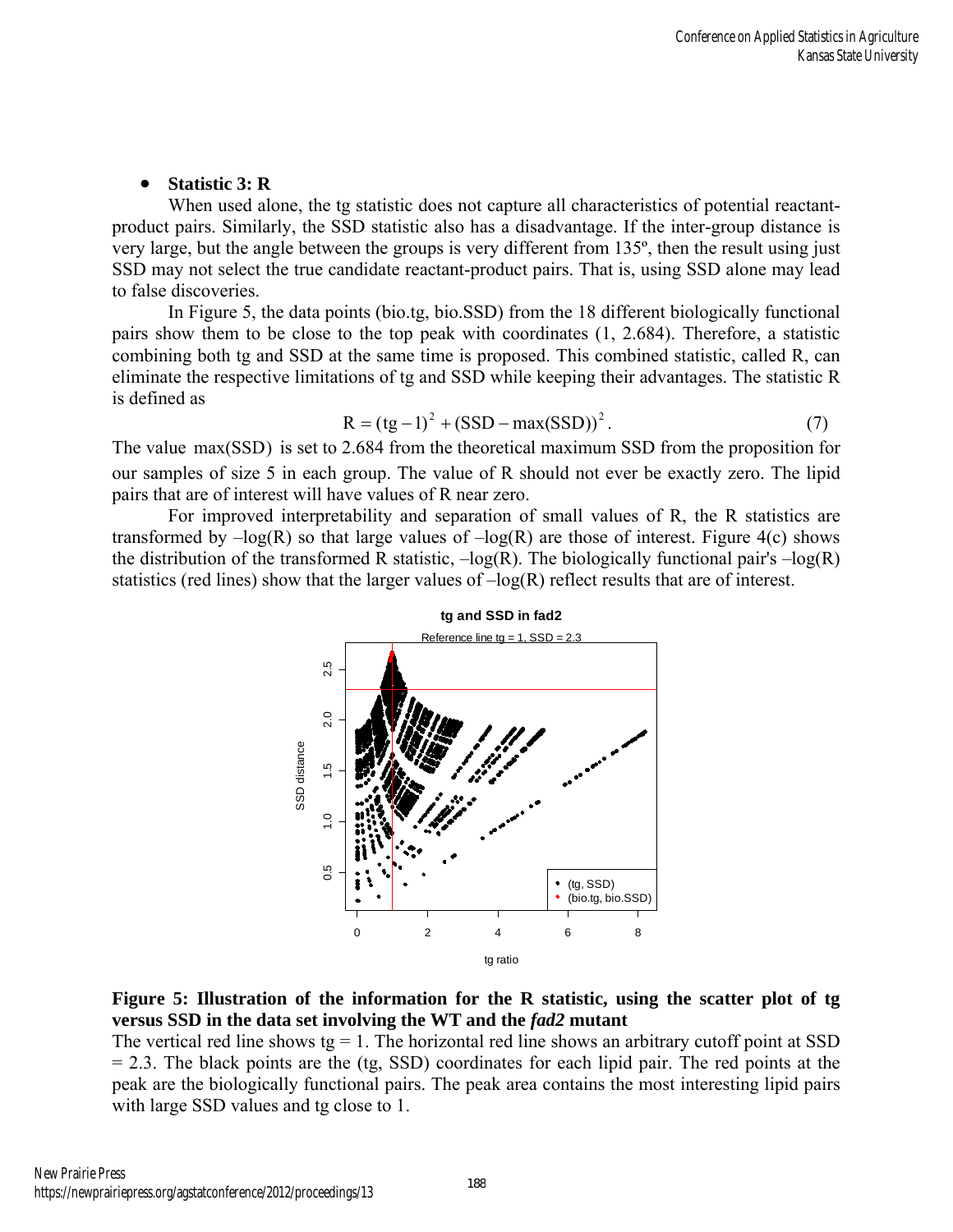- **Statistic 3: R**

When used alone, the tg statistic does not capture all characteristics of potential reactant-product pairs. Similarly, the SSD statistic also has a disadvantage. If the inter-group distance is very large, but the angle between the groups is very different from 135º, then the result using just SSD may not select the true candidate reactant-product pairs. That is, using SSD alone may lead to false discoveries.

In Figure 5, the data points (bio.tg, bio.SSD) from the 18 different biologically functional pairs show them to be close to the top peak with coordinates (1, 2.684). Therefore, a statistic combining both tg and SSD at the same time is proposed. This combined statistic, called R, can eliminate the respective limitations of tg and SSD while keeping their advantages. The statistic R is defined as

$$R = (\text{tg} - 1)^2 + (\text{SSD} - \max(\text{SSD}))^2 . \tag{7}$$

The value $\max(\text{SSD})$ is set to 2.684 from the theoretical maximum SSD from the proposition for our samples of size 5 in each group. The value of R should not ever be exactly zero. The lipid pairs that are of interest will have values of R near zero.

For improved interpretability and separation of small values of R, the R statistics are transformed by $-\log(R)$ so that large values of $-\log(R)$ are those of interest. Figure 4(c) shows the distribution of the transformed R statistic, $-\log(R)$. The biologically functional pair's $-\log(R)$ statistics (red lines) show that the larger values of $-\log(R)$ reflect results that are of interest.

**Figure 5: Illustration of the information for the R statistic, using the scatter plot of tg versus SSD in the data set involving the WT and the *fad2* mutant**

The vertical red line shows tg = 1. The horizontal red line shows an arbitrary cutoff point at SSD = 2.3. The black points are the (tg, SSD) coordinates for each lipid pair. The red points at the peak are the biologically functional pairs. The peak area contains the most interesting lipid pairs with large SSD values and tg close to 1.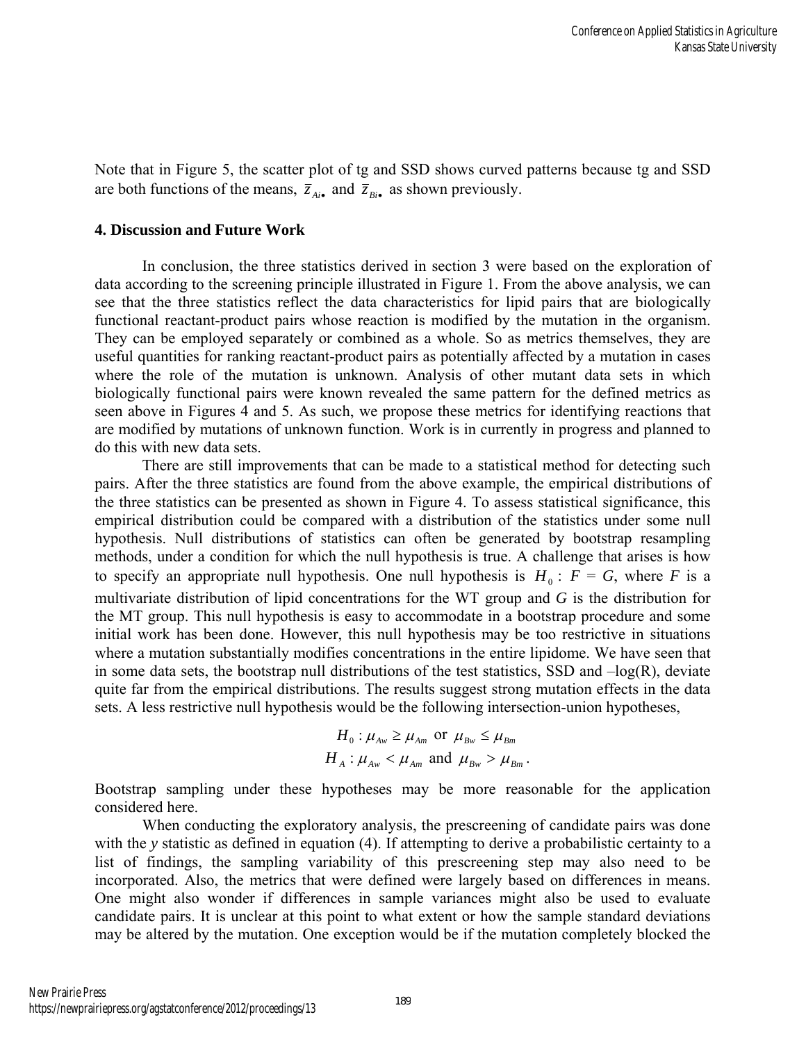Note that in Figure 5, the scatter plot of tg and SSD shows curved patterns because tg and SSD are both functions of the means, $\bar{z}_{Ai\bullet}$ and $\bar{z}_{Bi\bullet}$ as shown previously.

### 4. Discussion and Future Work

In conclusion, the three statistics derived in section 3 were based on the exploration of data according to the screening principle illustrated in Figure 1. From the above analysis, we can see that the three statistics reflect the data characteristics for lipid pairs that are biologically functional reactant-product pairs whose reaction is modified by the mutation in the organism. They can be employed separately or combined as a whole. So as metrics themselves, they are useful quantities for ranking reactant-product pairs as potentially affected by a mutation in cases where the role of the mutation is unknown. Analysis of other mutant data sets in which biologically functional pairs were known revealed the same pattern for the defined metrics as seen above in Figures 4 and 5. As such, we propose these metrics for identifying reactions that are modified by mutations of unknown function. Work is in currently in progress and planned to do this with new data sets.

There are still improvements that can be made to a statistical method for detecting such pairs. After the three statistics are found from the above example, the empirical distributions of the three statistics can be presented as shown in Figure 4. To assess statistical significance, this empirical distribution could be compared with a distribution of the statistics under some null hypothesis. Null distributions of statistics can often be generated by bootstrap resampling methods, under a condition for which the null hypothesis is true. A challenge that arises is how to specify an appropriate null hypothesis. One null hypothesis is $H_0$ : $F = G$, where $F$ is a multivariate distribution of lipid concentrations for the WT group and $G$ is the distribution for the MT group. This null hypothesis is easy to accommodate in a bootstrap procedure and some initial work has been done. However, this null hypothesis may be too restrictive in situations where a mutation substantially modifies concentrations in the entire lipidome. We have seen that in some data sets, the bootstrap null distributions of the test statistics, SSD and –log(R), deviate quite far from the empirical distributions. The results suggest strong mutation effects in the data sets. A less restrictive null hypothesis would be the following intersection-union hypotheses,

$$H_0 : \mu_{Aw} \geq \mu_{Am} \text{ or } \mu_{Bw} \leq \mu_{Bm}$$
$$H_A : \mu_{Aw} < \mu_{Am} \text{ and } \mu_{Bw} > \mu_{Bm}.$$

Bootstrap sampling under these hypotheses may be more reasonable for the application considered here.

When conducting the exploratory analysis, the prescreening of candidate pairs was done with the $y$ statistic as defined in equation (4). If attempting to derive a probabilistic certainty to a list of findings, the sampling variability of this prescreening step may also need to be incorporated. Also, the metrics that were defined were largely based on differences in means. One might also wonder if differences in sample variances might also be used to evaluate candidate pairs. It is unclear at this point to what extent or how the sample standard deviations may be altered by the mutation. One exception would be if the mutation completely blocked the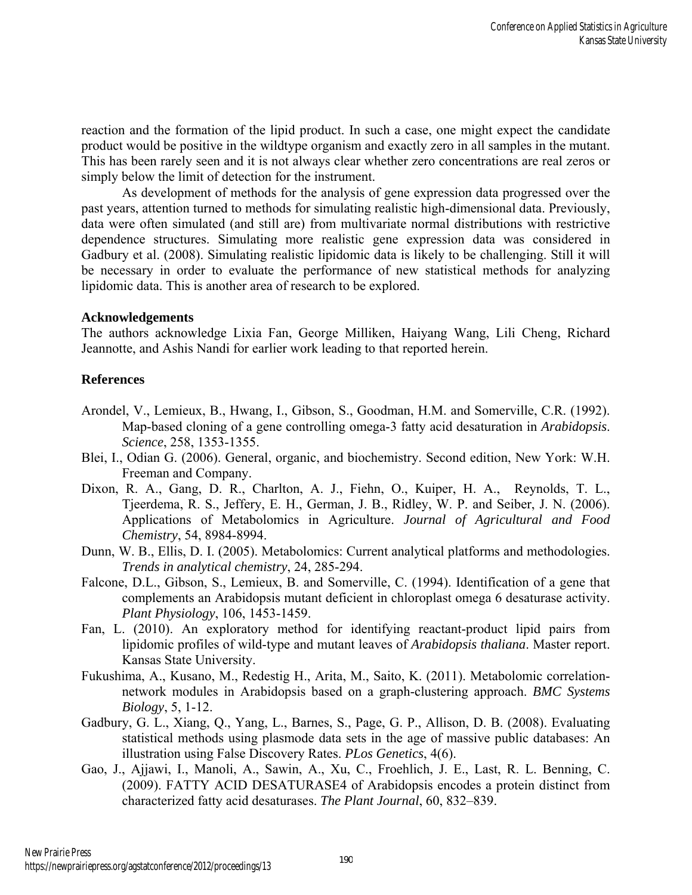reaction and the formation of the lipid product. In such a case, one might expect the candidate product would be positive in the wildtype organism and exactly zero in all samples in the mutant. This has been rarely seen and it is not always clear whether zero concentrations are real zeros or simply below the limit of detection for the instrument.

As development of methods for the analysis of gene expression data progressed over the past years, attention turned to methods for simulating realistic high-dimensional data. Previously, data were often simulated (and still are) from multivariate normal distributions with restrictive dependence structures. Simulating more realistic gene expression data was considered in Gadbury et al. (2008). Simulating realistic lipidomic data is likely to be challenging. Still it will be necessary in order to evaluate the performance of new statistical methods for analyzing lipidomic data. This is another area of research to be explored.

### Acknowledgements

The authors acknowledge Lixia Fan, George Milliken, Haiyang Wang, Lili Cheng, Richard Jeannotte, and Ashis Nandi for earlier work leading to that reported herein.

### References

Arondel, V., Lemieux, B., Hwang, I., Gibson, S., Goodman, H.M. and Somerville, C.R. (1992). Map-based cloning of a gene controlling omega-3 fatty acid desaturation in *Arabidopsis*. *Science*, 258, 1353-1355.

Blei, I., Odian G. (2006). General, organic, and biochemistry. Second edition, New York: W.H. Freeman and Company.

Dixon, R. A., Gang, D. R., Charlton, A. J., Fiehn, O., Kuiper, H. A., Reynolds, T. L., Tjeerdema, R. S., Jeffery, E. H., German, J. B., Ridley, W. P. and Seiber, J. N. (2006). Applications of Metabolomics in Agriculture. *Journal of Agricultural and Food Chemistry*, 54, 8984-8994.

Dunn, W. B., Ellis, D. I. (2005). Metabolomics: Current analytical platforms and methodologies. *Trends in analytical chemistry*, 24, 285-294.

Falcone, D.L., Gibson, S., Lemieux, B. and Somerville, C. (1994). Identification of a gene that complements an Arabidopsis mutant deficient in chloroplast omega 6 desaturase activity. *Plant Physiology*, 106, 1453-1459.

Fan, L. (2010). An exploratory method for identifying reactant-product lipid pairs from lipidomic profiles of wild-type and mutant leaves of *Arabidopsis thaliana*. Master report. Kansas State University.

Fukushima, A., Kusano, M., Redestig H., Arita, M., Saito, K. (2011). Metabolomic correlation-network modules in Arabidopsis based on a graph-clustering approach. *BMC Systems Biology*, 5, 1-12.

Gadbury, G. L., Xiang, Q., Yang, L., Barnes, S., Page, G. P., Allison, D. B. (2008). Evaluating statistical methods using plasmode data sets in the age of massive public databases: An illustration using False Discovery Rates. *PLos Genetics*, 4(6).

Gao, J., Ajjawi, I., Manoli, A., Sawin, A., Xu, C., Froehlich, J. E., Last, R. L. Benning, C. (2009). FATTY ACID DESATURASE4 of Arabidopsis encodes a protein distinct from characterized fatty acid desaturases. *The Plant Journal*, 60, 832–839.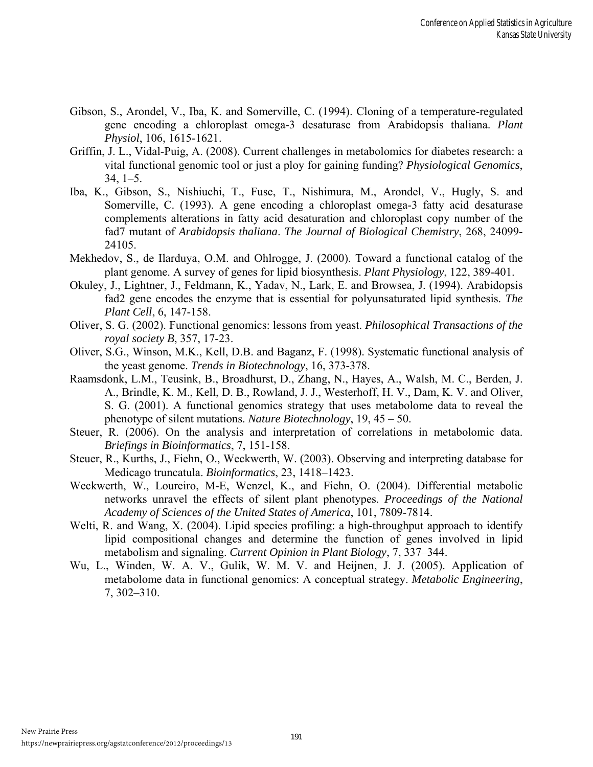Gibson, S., Arondel, V., Iba, K. and Somerville, C. (1994). Cloning of a temperature-regulated gene encoding a chloroplast omega-3 desaturase from Arabidopsis thaliana. *Plant Physiol*, 106, 1615-1621.

Griffin, J. L., Vidal-Puig, A. (2008). Current challenges in metabolomics for diabetes research: a vital functional genomic tool or just a ploy for gaining funding? *Physiological Genomics*, 34, 1–5.

Iba, K., Gibson, S., Nishiuchi, T., Fuse, T., Nishimura, M., Arondel, V., Hugly, S. and Somerville, C. (1993). A gene encoding a chloroplast omega-3 fatty acid desaturase complements alterations in fatty acid desaturation and chloroplast copy number of the fad7 mutant of *Arabidopsis thaliana*. *The Journal of Biological Chemistry*, 268, 24099-24105.

Mekhedov, S., de Ilarduya, O.M. and Ohlrogge, J. (2000). Toward a functional catalog of the plant genome. A survey of genes for lipid biosynthesis. *Plant Physiology*, 122, 389-401.

Okuley, J., Lightner, J., Feldmann, K., Yadav, N., Lark, E. and Browsea, J. (1994). Arabidopsis fad2 gene encodes the enzyme that is essential for polyunsaturated lipid synthesis. *The Plant Cell*, 6, 147-158.

Oliver, S. G. (2002). Functional genomics: lessons from yeast. *Philosophical Transactions of the royal society B*, 357, 17-23.

Oliver, S.G., Winson, M.K., Kell, D.B. and Baganz, F. (1998). Systematic functional analysis of the yeast genome. *Trends in Biotechnology*, 16, 373-378.

Raamsdonk, L.M., Teusink, B., Broadhurst, D., Zhang, N., Hayes, A., Walsh, M. C., Berden, J. A., Brindle, K. M., Kell, D. B., Rowland, J. J., Westerhoff, H. V., Dam, K. V. and Oliver, S. G. (2001). A functional genomics strategy that uses metabolome data to reveal the phenotype of silent mutations. *Nature Biotechnology*, 19, 45 – 50.

Steuer, R. (2006). On the analysis and interpretation of correlations in metabolomic data. *Briefings in Bioinformatics*, 7, 151-158.

Steuer, R., Kurths, J., Fiehn, O., Weckwerth, W. (2003). Observing and interpreting database for Medicago truncatula. *Bioinformatics*, 23, 1418–1423.

Weckwerth, W., Loureiro, M-E, Wenzel, K., and Fiehn, O. (2004). Differential metabolic networks unravel the effects of silent plant phenotypes. *Proceedings of the National Academy of Sciences of the United States of America*, 101, 7809-7814.

Welti, R. and Wang, X. (2004). Lipid species profiling: a high-throughput approach to identify lipid compositional changes and determine the function of genes involved in lipid metabolism and signaling. *Current Opinion in Plant Biology*, 7, 337–344.

Wu, L., Winden, W. A. V., Gulik, W. M. V. and Heijnen, J. J. (2005). Application of metabolome data in functional genomics: A conceptual strategy. *Metabolic Engineering*, 7, 302–310.